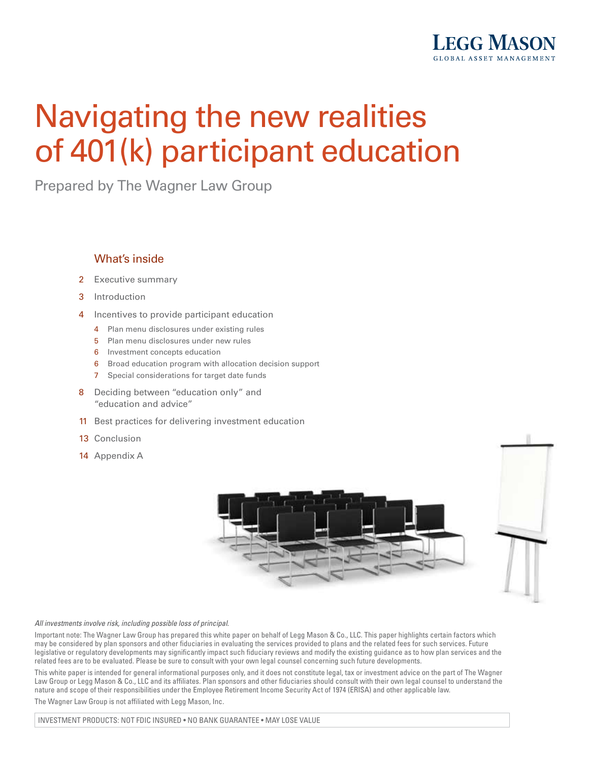LEGG MASON
GLOBAL ASSET MANAGEMENT

# Navigating the new realities of 401(k) participant education

Prepared by The Wagner Law Group

## What's inside

- 2 Executive summary
- 3 Introduction
- 4 Incentives to provide participant education
  - 4 Plan menu disclosures under existing rules
  - 5 Plan menu disclosures under new rules
  - 6 Investment concepts education
  - 6 Broad education program with allocation decision support
  - 7 Special considerations for target date funds
- 8 Deciding between "education only" and "education and advice"
- 11 Best practices for delivering investment education
- 13 Conclusion
- 14 Appendix A

*All investments involve risk, including possible loss of principal.*

Important note: The Wagner Law Group has prepared this white paper on behalf of Legg Mason & Co., LLC. This paper highlights certain factors which may be considered by plan sponsors and other fiduciaries in evaluating the services provided to plans and the related fees for such services. Future legislative or regulatory developments may significantly impact such fiduciary reviews and modify the existing guidance as to how plan services and the related fees are to be evaluated. Please be sure to consult with your own legal counsel concerning such future developments.

This white paper is intended for general informational purposes only, and it does not constitute legal, tax or investment advice on the part of The Wagner Law Group or Legg Mason & Co., LLC and its affiliates. Plan sponsors and other fiduciaries should consult with their own legal counsel to understand the nature and scope of their responsibilities under the Employee Retirement Income Security Act of 1974 (ERISA) and other applicable law.

The Wagner Law Group is not affiliated with Legg Mason, Inc.

INVESTMENT PRODUCTS: NOT FDIC INSURED • NO BANK GUARANTEE • MAY LOSE VALUE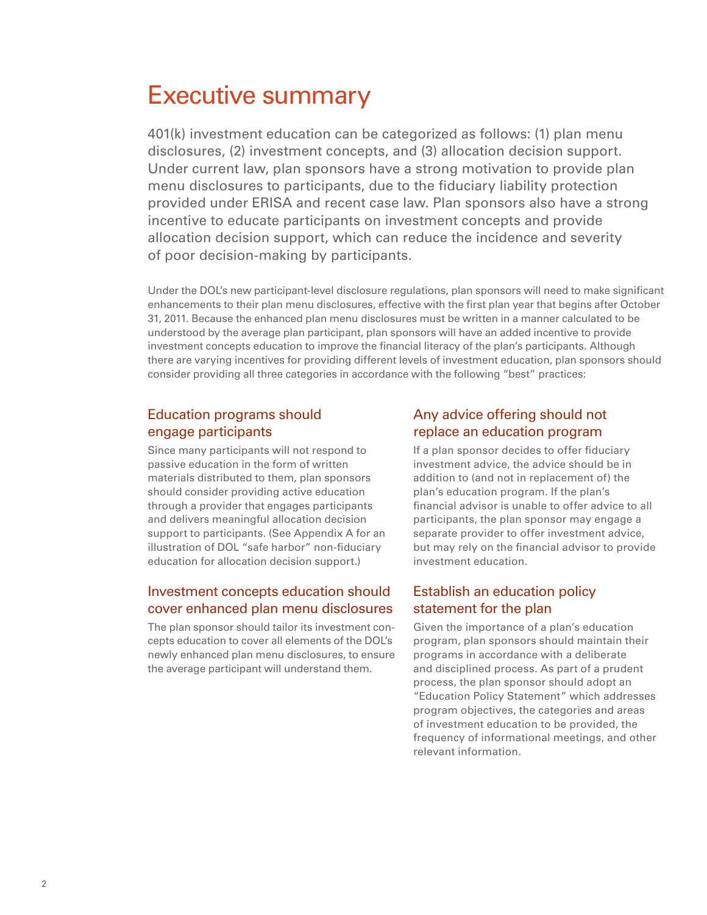# Executive summary

401(k) investment education can be categorized as follows: (1) plan menu disclosures, (2) investment concepts, and (3) allocation decision support. Under current law, plan sponsors have a strong motivation to provide plan menu disclosures to participants, due to the fiduciary liability protection provided under ERISA and recent case law. Plan sponsors also have a strong incentive to educate participants on investment concepts and provide allocation decision support, which can reduce the incidence and severity of poor decision-making by participants.

Under the DOL's new participant-level disclosure regulations, plan sponsors will need to make significant enhancements to their plan menu disclosures, effective with the first plan year that begins after October 31, 2011. Because the enhanced plan menu disclosures must be written in a manner calculated to be understood by the average plan participant, plan sponsors will have an added incentive to provide investment concepts education to improve the financial literacy of the plan's participants. Although there are varying incentives for providing different levels of investment education, plan sponsors should consider providing all three categories in accordance with the following "best" practices:

## Education programs should engage participants

Since many participants will not respond to passive education in the form of written materials distributed to them, plan sponsors should consider providing active education through a provider that engages participants and delivers meaningful allocation decision support to participants. (See Appendix A for an illustration of DOL "safe harbor" non-fiduciary education for allocation decision support.)

## Investment concepts education should cover enhanced plan menu disclosures

The plan sponsor should tailor its investment concepts education to cover all elements of the DOL's newly enhanced plan menu disclosures, to ensure the average participant will understand them.

## Any advice offering should not replace an education program

If a plan sponsor decides to offer fiduciary investment advice, the advice should be in addition to (and not in replacement of) the plan's education program. If the plan's financial advisor is unable to offer advice to all participants, the plan sponsor may engage a separate provider to offer investment advice, but may rely on the financial advisor to provide investment education.

## Establish an education policy statement for the plan

Given the importance of a plan's education program, plan sponsors should maintain their programs in accordance with a deliberate and disciplined process. As part of a prudent process, the plan sponsor should adopt an "Education Policy Statement" which addresses program objectives, the categories and areas of investment education to be provided, the frequency of informational meetings, and other relevant information.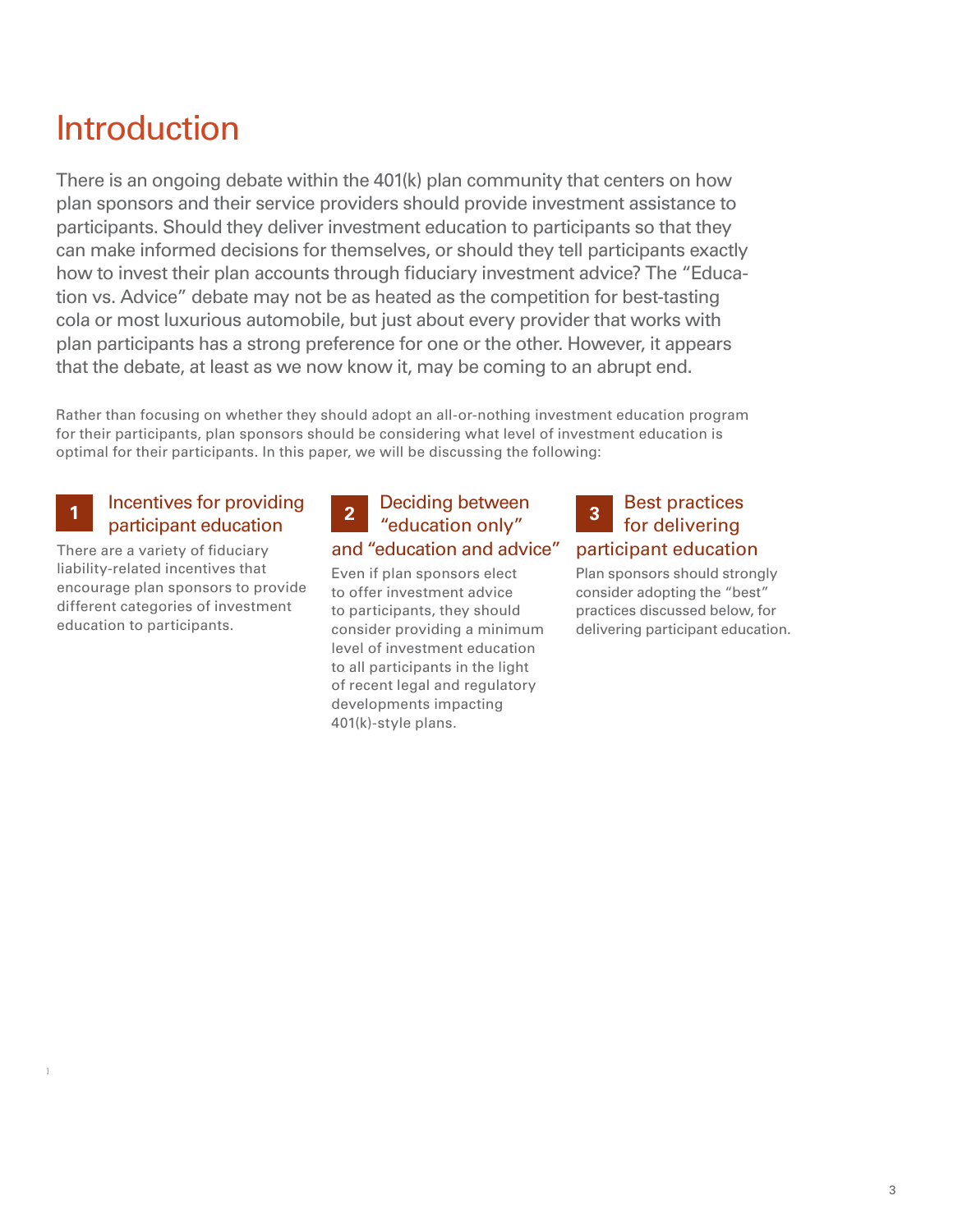# Introduction

There is an ongoing debate within the 401(k) plan community that centers on how plan sponsors and their service providers should provide investment assistance to participants. Should they deliver investment education to participants so that they can make informed decisions for themselves, or should they tell participants exactly how to invest their plan accounts through fiduciary investment advice? The "Education vs. Advice" debate may not be as heated as the competition for best-tasting cola or most luxurious automobile, but just about every provider that works with plan participants has a strong preference for one or the other. However, it appears that the debate, at least as we now know it, may be coming to an abrupt end.

Rather than focusing on whether they should adopt an all-or-nothing investment education program for their participants, plan sponsors should be considering what level of investment education is optimal for their participants. In this paper, we will be discussing the following:

### 1 Incentives for providing participant education

There are a variety of fiduciary liability-related incentives that encourage plan sponsors to provide different categories of investment education to participants.

### 2 Deciding between "education only" and "education and advice"

Even if plan sponsors elect to offer investment advice to participants, they should consider providing a minimum level of investment education to all participants in the light of recent legal and regulatory developments impacting 401(k)-style plans.

### 3 Best practices for delivering participant education

Plan sponsors should strongly consider adopting the "best" practices discussed below, for delivering participant education.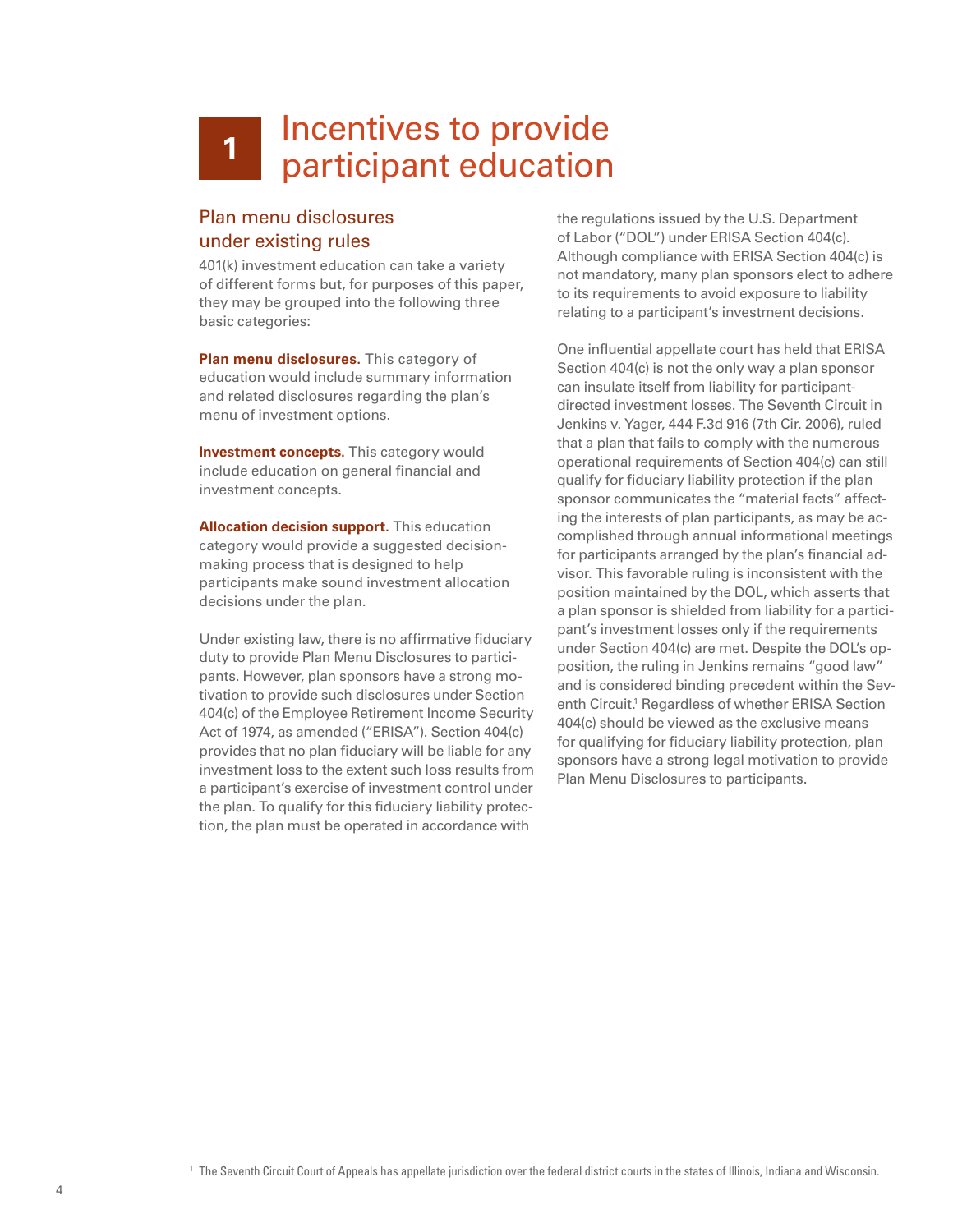# 1 Incentives to provide participant education

## Plan menu disclosures under existing rules

401(k) investment education can take a variety of different forms but, for purposes of this paper, they may be grouped into the following three basic categories:

**Plan menu disclosures.** This category of education would include summary information and related disclosures regarding the plan's menu of investment options.

**Investment concepts.** This category would include education on general financial and investment concepts.

**Allocation decision support.** This education category would provide a suggested decision-making process that is designed to help participants make sound investment allocation decisions under the plan.

Under existing law, there is no affirmative fiduciary duty to provide Plan Menu Disclosures to participants. However, plan sponsors have a strong motivation to provide such disclosures under Section 404(c) of the Employee Retirement Income Security Act of 1974, as amended ("ERISA"). Section 404(c) provides that no plan fiduciary will be liable for any investment loss to the extent such loss results from a participant's exercise of investment control under the plan. To qualify for this fiduciary liability protection, the plan must be operated in accordance with the regulations issued by the U.S. Department of Labor ("DOL") under ERISA Section 404(c). Although compliance with ERISA Section 404(c) is not mandatory, many plan sponsors elect to adhere to its requirements to avoid exposure to liability relating to a participant's investment decisions.

One influential appellate court has held that ERISA Section 404(c) is not the only way a plan sponsor can insulate itself from liability for participant-directed investment losses. The Seventh Circuit in Jenkins v. Yager, 444 F.3d 916 (7th Cir. 2006), ruled that a plan that fails to comply with the numerous operational requirements of Section 404(c) can still qualify for fiduciary liability protection if the plan sponsor communicates the "material facts" affecting the interests of plan participants, as may be accomplished through annual informational meetings for participants arranged by the plan's financial advisor. This favorable ruling is inconsistent with the position maintained by the DOL, which asserts that a plan sponsor is shielded from liability for a participant's investment losses only if the requirements under Section 404(c) are met. Despite the DOL's opposition, the ruling in Jenkins remains "good law" and is considered binding precedent within the Seventh Circuit.[1] Regardless of whether ERISA Section 404(c) should be viewed as the exclusive means for qualifying for fiduciary liability protection, plan sponsors have a strong legal motivation to provide Plan Menu Disclosures to participants.

[1] The Seventh Circuit Court of Appeals has appellate jurisdiction over the federal district courts in the states of Illinois, Indiana and Wisconsin.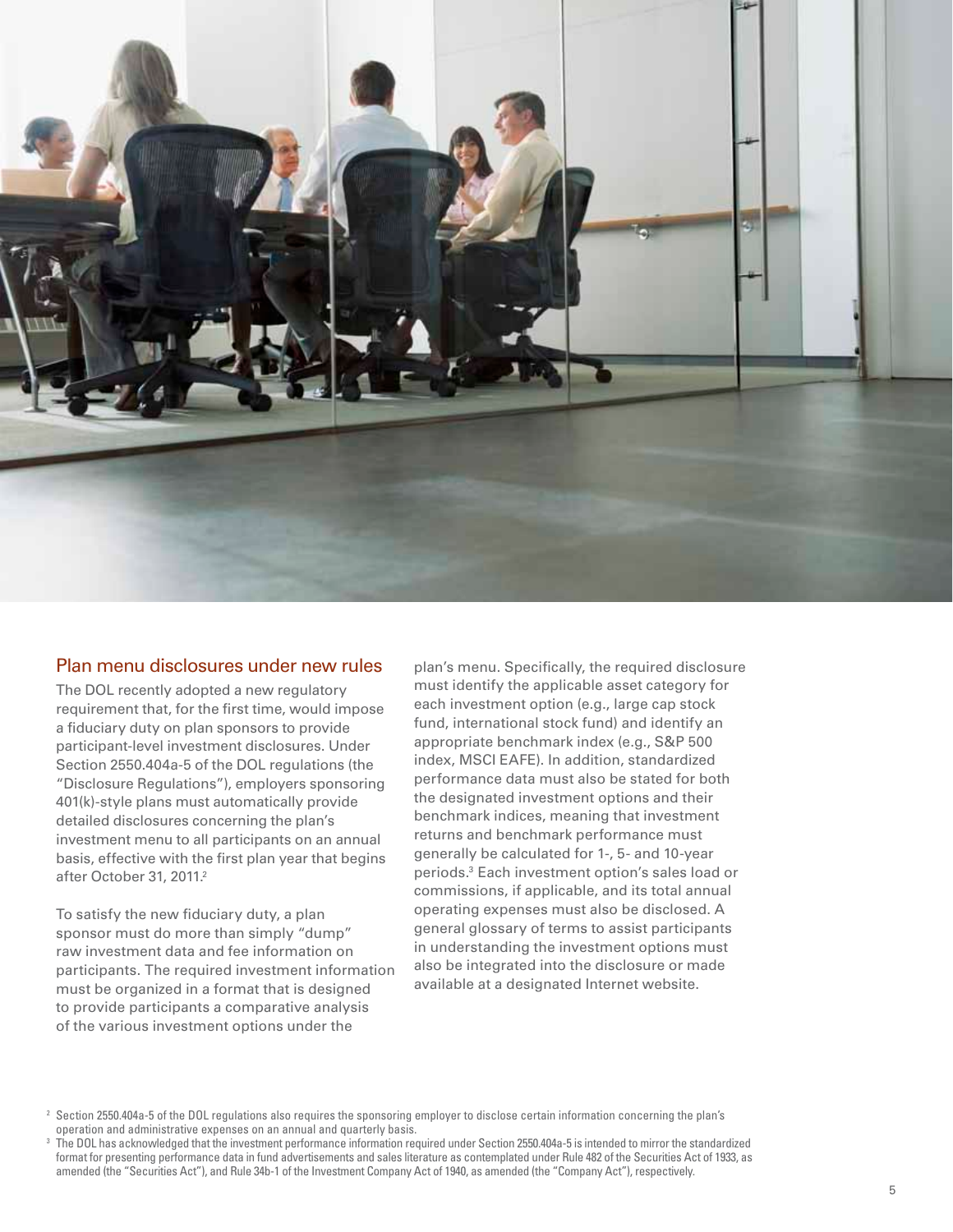## Plan menu disclosures under new rules

The DOL recently adopted a new regulatory requirement that, for the first time, would impose a fiduciary duty on plan sponsors to provide participant-level investment disclosures. Under Section 2550.404a-5 of the DOL regulations (the "Disclosure Regulations"), employers sponsoring 401(k)-style plans must automatically provide detailed disclosures concerning the plan's investment menu to all participants on an annual basis, effective with the first plan year that begins after October 31, 2011.[2]

To satisfy the new fiduciary duty, a plan sponsor must do more than simply "dump" raw investment data and fee information on participants. The required investment information must be organized in a format that is designed to provide participants a comparative analysis of the various investment options under the plan's menu. Specifically, the required disclosure must identify the applicable asset category for each investment option (e.g., large cap stock fund, international stock fund) and identify an appropriate benchmark index (e.g., S&P 500 index, MSCI EAFE). In addition, standardized performance data must also be stated for both the designated investment options and their benchmark indices, meaning that investment returns and benchmark performance must generally be calculated for 1-, 5- and 10-year periods.[3] Each investment option's sales load or commissions, if applicable, and its total annual operating expenses must also be disclosed. A general glossary of terms to assist participants in understanding the investment options must also be integrated into the disclosure or made available at a designated Internet website.

[2] Section 2550.404a-5 of the DOL regulations also requires the sponsoring employer to disclose certain information concerning the plan's operation and administrative expenses on an annual and quarterly basis.

[3] The DOL has acknowledged that the investment performance information required under Section 2550.404a-5 is intended to mirror the standardized format for presenting performance data in fund advertisements and sales literature as contemplated under Rule 482 of the Securities Act of 1933, as amended (the "Securities Act"), and Rule 34b-1 of the Investment Company Act of 1940, as amended (the "Company Act"), respectively.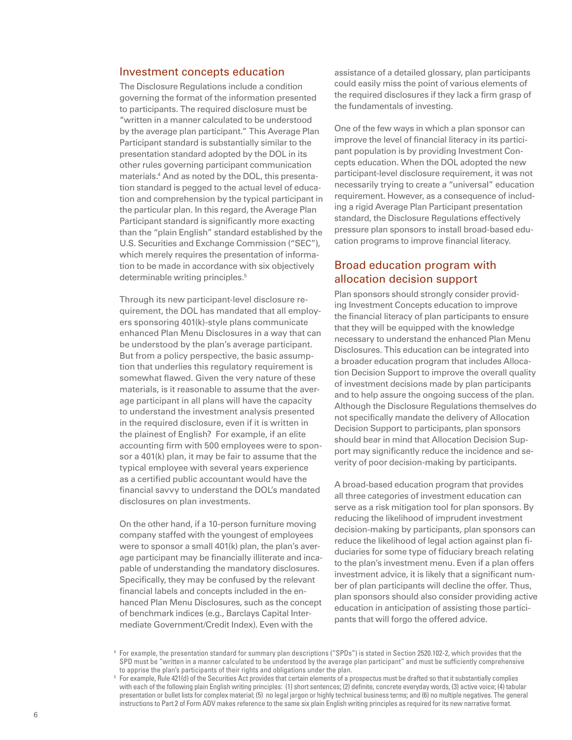## Investment concepts education

The Disclosure Regulations include a condition governing the format of the information presented to participants. The required disclosure must be "written in a manner calculated to be understood by the average plan participant." This Average Plan Participant standard is substantially similar to the presentation standard adopted by the DOL in its other rules governing participant communication materials.[4] And as noted by the DOL, this presentation standard is pegged to the actual level of education and comprehension by the typical participant in the particular plan. In this regard, the Average Plan Participant standard is significantly more exacting than the "plain English" standard established by the U.S. Securities and Exchange Commission ("SEC"), which merely requires the presentation of information to be made in accordance with six objectively determinable writing principles.[5]

Through its new participant-level disclosure requirement, the DOL has mandated that all employers sponsoring 401(k)-style plans communicate enhanced Plan Menu Disclosures in a way that can be understood by the plan's average participant. But from a policy perspective, the basic assumption that underlies this regulatory requirement is somewhat flawed. Given the very nature of these materials, is it reasonable to assume that the average participant in all plans will have the capacity to understand the investment analysis presented in the required disclosure, even if it is written in the plainest of English? For example, if an elite accounting firm with 500 employees were to sponsor a 401(k) plan, it may be fair to assume that the typical employee with several years experience as a certified public accountant would have the financial savvy to understand the DOL's mandated disclosures on plan investments.

On the other hand, if a 10-person furniture moving company staffed with the youngest of employees were to sponsor a small 401(k) plan, the plan's average participant may be financially illiterate and incapable of understanding the mandatory disclosures. Specifically, they may be confused by the relevant financial labels and concepts included in the enhanced Plan Menu Disclosures, such as the concept of benchmark indices (e.g., Barclays Capital Intermediate Government/Credit Index). Even with the assistance of a detailed glossary, plan participants could easily miss the point of various elements of the required disclosures if they lack a firm grasp of the fundamentals of investing.

One of the few ways in which a plan sponsor can improve the level of financial literacy in its participant population is by providing Investment Concepts education. When the DOL adopted the new participant-level disclosure requirement, it was not necessarily trying to create a "universal" education requirement. However, as a consequence of including a rigid Average Plan Participant presentation standard, the Disclosure Regulations effectively pressure plan sponsors to install broad-based education programs to improve financial literacy.

## Broad education program with allocation decision support

Plan sponsors should strongly consider providing Investment Concepts education to improve the financial literacy of plan participants to ensure that they will be equipped with the knowledge necessary to understand the enhanced Plan Menu Disclosures. This education can be integrated into a broader education program that includes Allocation Decision Support to improve the overall quality of investment decisions made by plan participants and to help assure the ongoing success of the plan. Although the Disclosure Regulations themselves do not specifically mandate the delivery of Allocation Decision Support to participants, plan sponsors should bear in mind that Allocation Decision Support may significantly reduce the incidence and severity of poor decision-making by participants.

A broad-based education program that provides all three categories of investment education can serve as a risk mitigation tool for plan sponsors. By reducing the likelihood of imprudent investment decision-making by participants, plan sponsors can reduce the likelihood of legal action against plan fiduciaries for some type of fiduciary breach relating to the plan's investment menu. Even if a plan offers investment advice, it is likely that a significant number of plan participants will decline the offer. Thus, plan sponsors should also consider providing active education in anticipation of assisting those participants that will forgo the offered advice.

---

[4] For example, the presentation standard for summary plan descriptions ("SPDs") is stated in Section 2520.102-2, which provides that the SPD must be "written in a manner calculated to be understood by the average plan participant" and must be sufficiently comprehensive to apprise the plan's participants of their rights and obligations under the plan.

[5] For example, Rule 421(d) of the Securities Act provides that certain elements of a prospectus must be drafted so that it substantially complies with each of the following plain English writing principles: (1) short sentences; (2) definite, concrete everyday words, (3) active voice; (4) tabular presentation or bullet lists for complex material; (5) no legal jargon or highly technical business terms; and (6) no multiple negatives. The general instructions to Part 2 of Form ADV makes reference to the same six plain English writing principles as required for its new narrative format.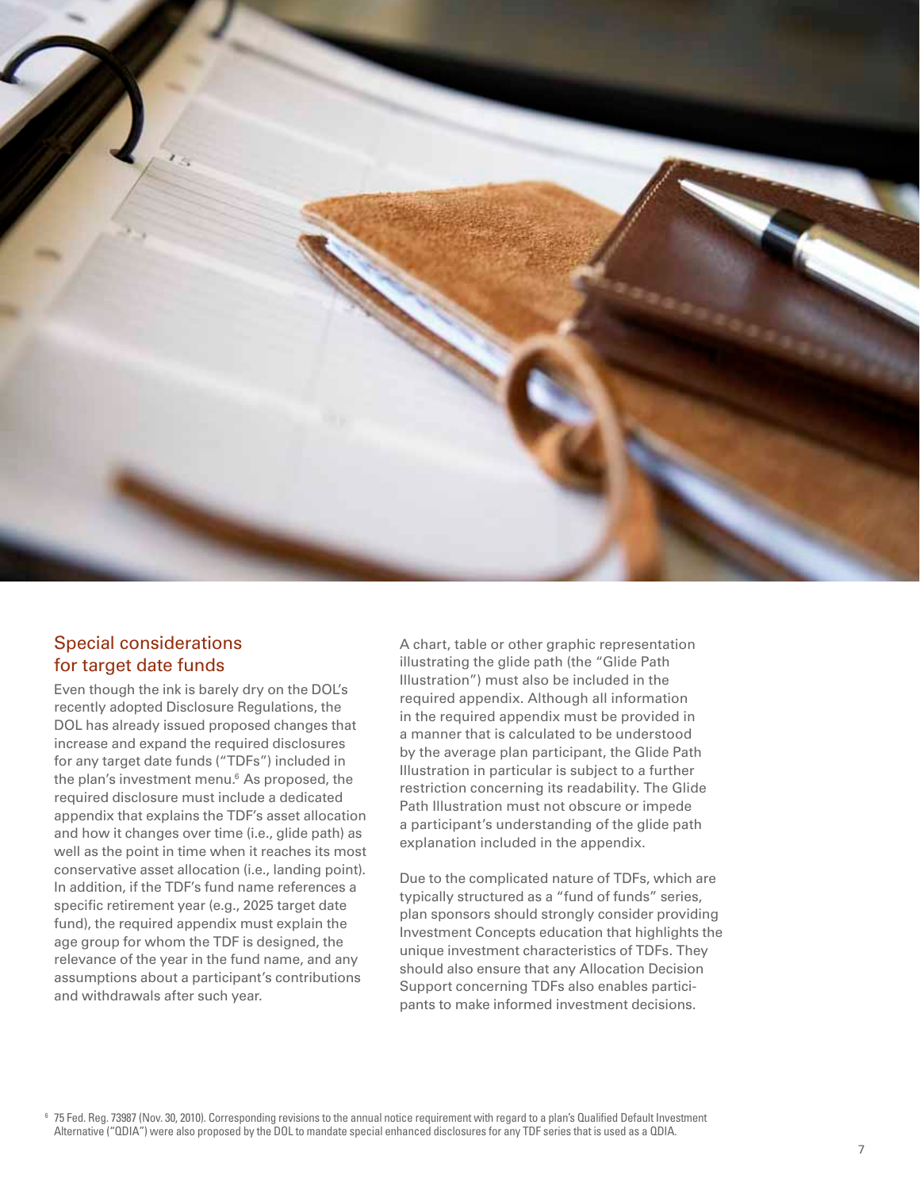## Special considerations for target date funds

Even though the ink is barely dry on the DOL's recently adopted Disclosure Regulations, the DOL has already issued proposed changes that increase and expand the required disclosures for any target date funds ("TDFs") included in the plan's investment menu.[6] As proposed, the required disclosure must include a dedicated appendix that explains the TDF's asset allocation and how it changes over time (i.e., glide path) as well as the point in time when it reaches its most conservative asset allocation (i.e., landing point). In addition, if the TDF's fund name references a specific retirement year (e.g., 2025 target date fund), the required appendix must explain the age group for whom the TDF is designed, the relevance of the year in the fund name, and any assumptions about a participant's contributions and withdrawals after such year.

A chart, table or other graphic representation illustrating the glide path (the "Glide Path Illustration") must also be included in the required appendix. Although all information in the required appendix must be provided in a manner that is calculated to be understood by the average plan participant, the Glide Path Illustration in particular is subject to a further restriction concerning its readability. The Glide Path Illustration must not obscure or impede a participant's understanding of the glide path explanation included in the appendix.

Due to the complicated nature of TDFs, which are typically structured as a "fund of funds" series, plan sponsors should strongly consider providing Investment Concepts education that highlights the unique investment characteristics of TDFs. They should also ensure that any Allocation Decision Support concerning TDFs also enables participants to make informed investment decisions.

[6] 75 Fed. Reg. 73987 (Nov. 30, 2010). Corresponding revisions to the annual notice requirement with regard to a plan's Qualified Default Investment Alternative ("QDIA") were also proposed by the DOL to mandate special enhanced disclosures for any TDF series that is used as a QDIA.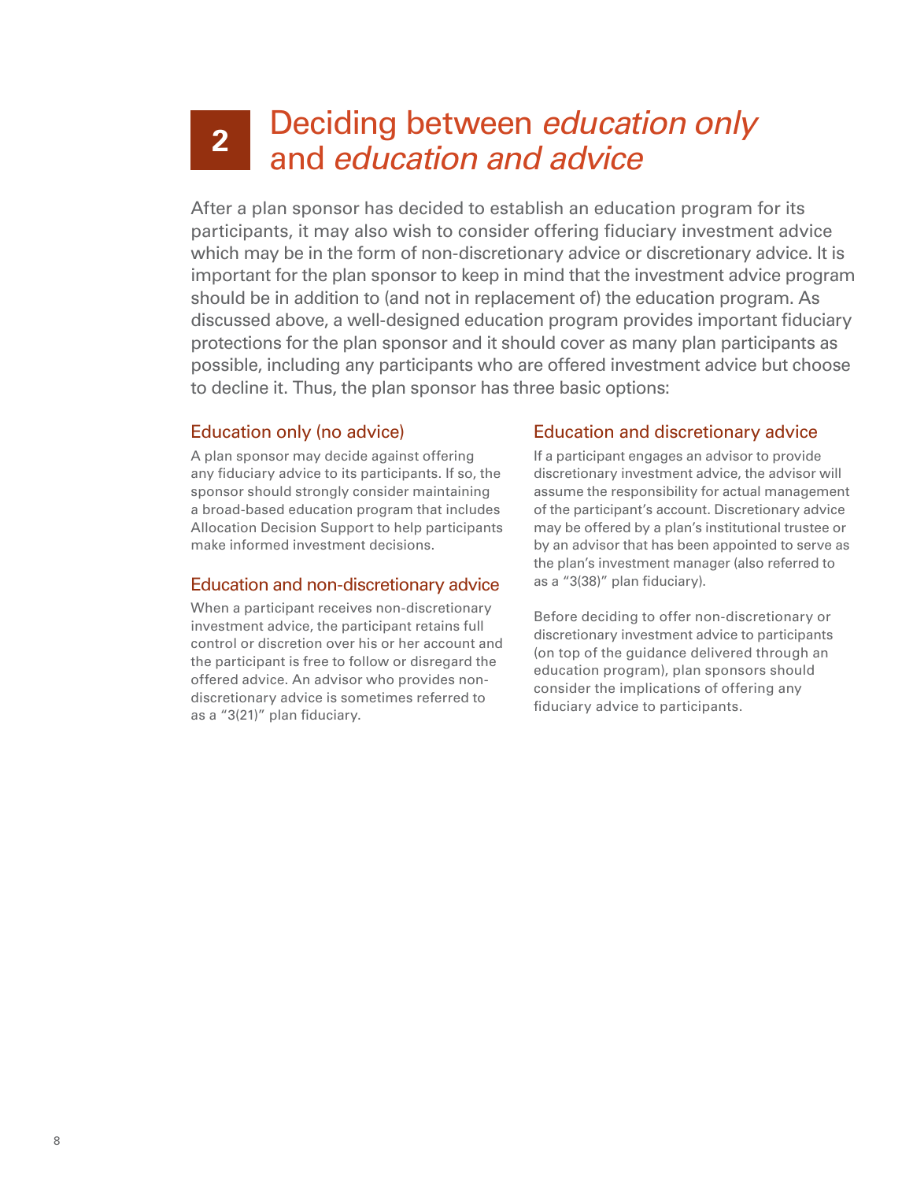# 2 Deciding between *education only* and *education and advice*

After a plan sponsor has decided to establish an education program for its participants, it may also wish to consider offering fiduciary investment advice which may be in the form of non-discretionary advice or discretionary advice. It is important for the plan sponsor to keep in mind that the investment advice program should be in addition to (and not in replacement of) the education program. As discussed above, a well-designed education program provides important fiduciary protections for the plan sponsor and it should cover as many plan participants as possible, including any participants who are offered investment advice but choose to decline it. Thus, the plan sponsor has three basic options:

## Education only (no advice)

A plan sponsor may decide against offering any fiduciary advice to its participants. If so, the sponsor should strongly consider maintaining a broad-based education program that includes Allocation Decision Support to help participants make informed investment decisions.

## Education and non-discretionary advice

When a participant receives non-discretionary investment advice, the participant retains full control or discretion over his or her account and the participant is free to follow or disregard the offered advice. An advisor who provides non-discretionary advice is sometimes referred to as a "3(21)" plan fiduciary.

## Education and discretionary advice

If a participant engages an advisor to provide discretionary investment advice, the advisor will assume the responsibility for actual management of the participant's account. Discretionary advice may be offered by a plan's institutional trustee or by an advisor that has been appointed to serve as the plan's investment manager (also referred to as a "3(38)" plan fiduciary).

Before deciding to offer non-discretionary or discretionary investment advice to participants (on top of the guidance delivered through an education program), plan sponsors should consider the implications of offering any fiduciary advice to participants.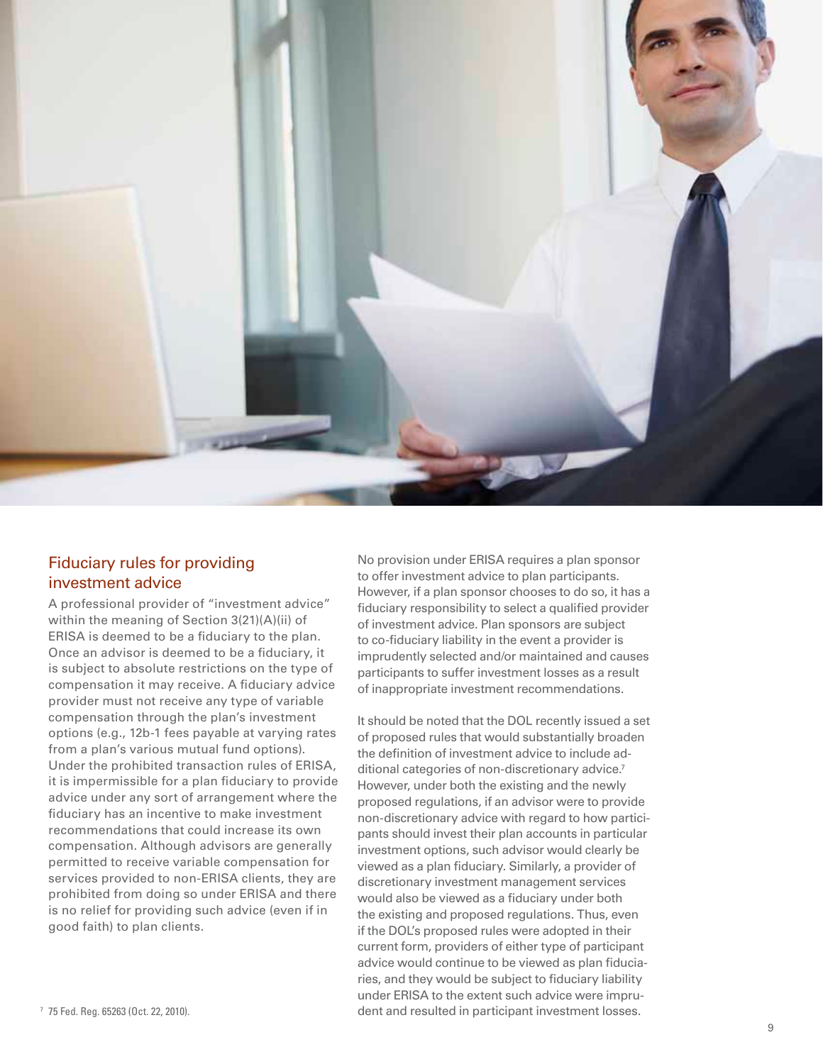## Fiduciary rules for providing investment advice

A professional provider of "investment advice" within the meaning of Section 3(21)(A)(ii) of ERISA is deemed to be a fiduciary to the plan. Once an advisor is deemed to be a fiduciary, it is subject to absolute restrictions on the type of compensation it may receive. A fiduciary advice provider must not receive any type of variable compensation through the plan's investment options (e.g., 12b-1 fees payable at varying rates from a plan's various mutual fund options). Under the prohibited transaction rules of ERISA, it is impermissible for a plan fiduciary to provide advice under any sort of arrangement where the fiduciary has an incentive to make investment recommendations that could increase its own compensation. Although advisors are generally permitted to receive variable compensation for services provided to non-ERISA clients, they are prohibited from doing so under ERISA and there is no relief for providing such advice (even if in good faith) to plan clients.

No provision under ERISA requires a plan sponsor to offer investment advice to plan participants. However, if a plan sponsor chooses to do so, it has a fiduciary responsibility to select a qualified provider of investment advice. Plan sponsors are subject to co-fiduciary liability in the event a provider is imprudently selected and/or maintained and causes participants to suffer investment losses as a result of inappropriate investment recommendations.

It should be noted that the DOL recently issued a set of proposed rules that would substantially broaden the definition of investment advice to include additional categories of non-discretionary advice.[7] However, under both the existing and the newly proposed regulations, if an advisor were to provide non-discretionary advice with regard to how participants should invest their plan accounts in particular investment options, such advisor would clearly be viewed as a plan fiduciary. Similarly, a provider of discretionary investment management services would also be viewed as a fiduciary under both the existing and proposed regulations. Thus, even if the DOL's proposed rules were adopted in their current form, providers of either type of participant advice would continue to be viewed as plan fiduciaries, and they would be subject to fiduciary liability under ERISA to the extent such advice were imprudent and resulted in participant investment losses.

[7] 75 Fed. Reg. 65263 (Oct. 22, 2010).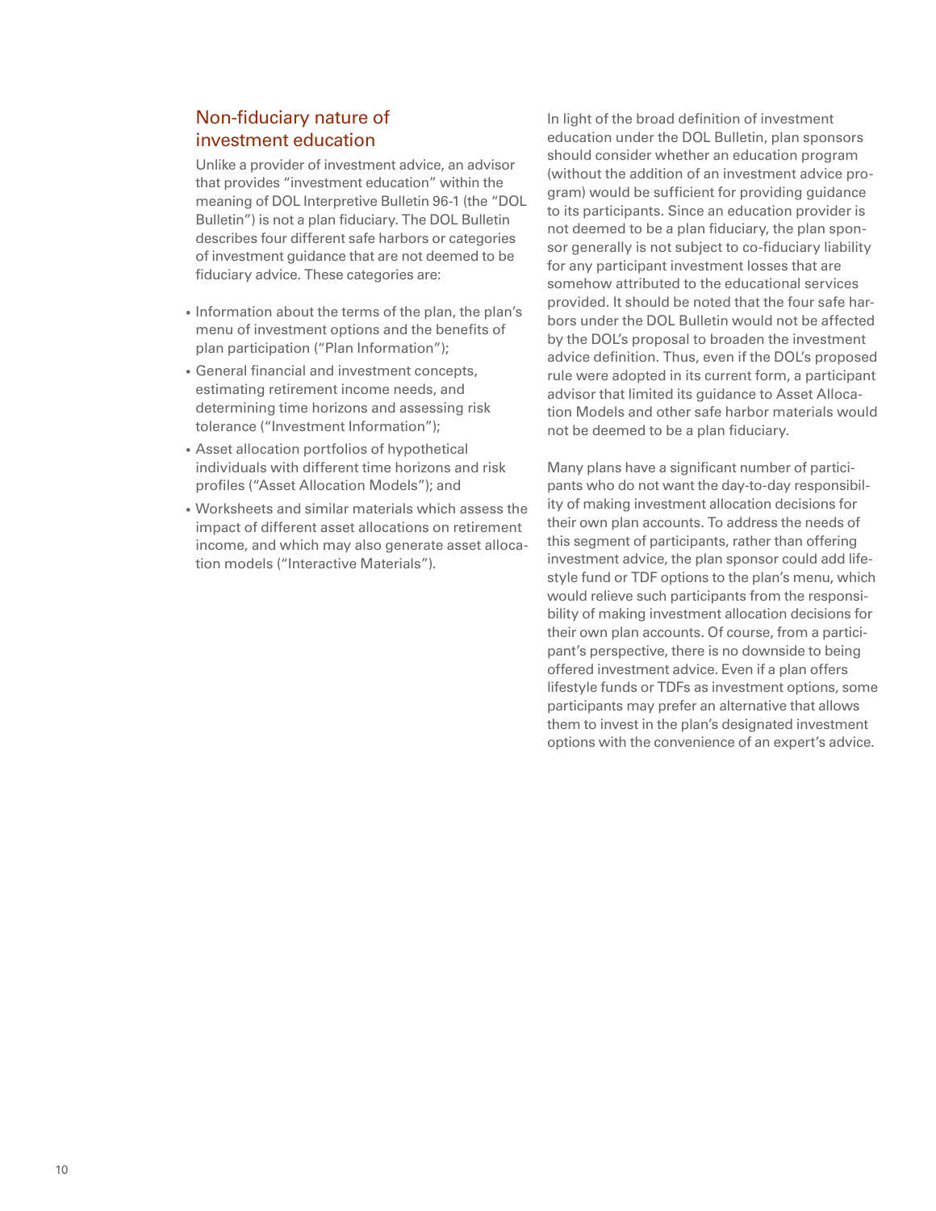## Non-fiduciary nature of investment education

Unlike a provider of investment advice, an advisor that provides "investment education" within the meaning of DOL Interpretive Bulletin 96-1 (the "DOL Bulletin") is not a plan fiduciary. The DOL Bulletin describes four different safe harbors or categories of investment guidance that are not deemed to be fiduciary advice. These categories are:

- Information about the terms of the plan, the plan's menu of investment options and the benefits of plan participation ("Plan Information");
- General financial and investment concepts, estimating retirement income needs, and determining time horizons and assessing risk tolerance ("Investment Information");
- Asset allocation portfolios of hypothetical individuals with different time horizons and risk profiles ("Asset Allocation Models"); and
- Worksheets and similar materials which assess the impact of different asset allocations on retirement income, and which may also generate asset allocation models ("Interactive Materials").

In light of the broad definition of investment education under the DOL Bulletin, plan sponsors should consider whether an education program (without the addition of an investment advice program) would be sufficient for providing guidance to its participants. Since an education provider is not deemed to be a plan fiduciary, the plan sponsor generally is not subject to co-fiduciary liability for any participant investment losses that are somehow attributed to the educational services provided. It should be noted that the four safe harbors under the DOL Bulletin would not be affected by the DOL's proposal to broaden the investment advice definition. Thus, even if the DOL's proposed rule were adopted in its current form, a participant advisor that limited its guidance to Asset Allocation Models and other safe harbor materials would not be deemed to be a plan fiduciary.

Many plans have a significant number of participants who do not want the day-to-day responsibility of making investment allocation decisions for their own plan accounts. To address the needs of this segment of participants, rather than offering investment advice, the plan sponsor could add lifestyle fund or TDF options to the plan's menu, which would relieve such participants from the responsibility of making investment allocation decisions for their own plan accounts. Of course, from a participant's perspective, there is no downside to being offered investment advice. Even if a plan offers lifestyle funds or TDFs as investment options, some participants may prefer an alternative that allows them to invest in the plan's designated investment options with the convenience of an expert's advice.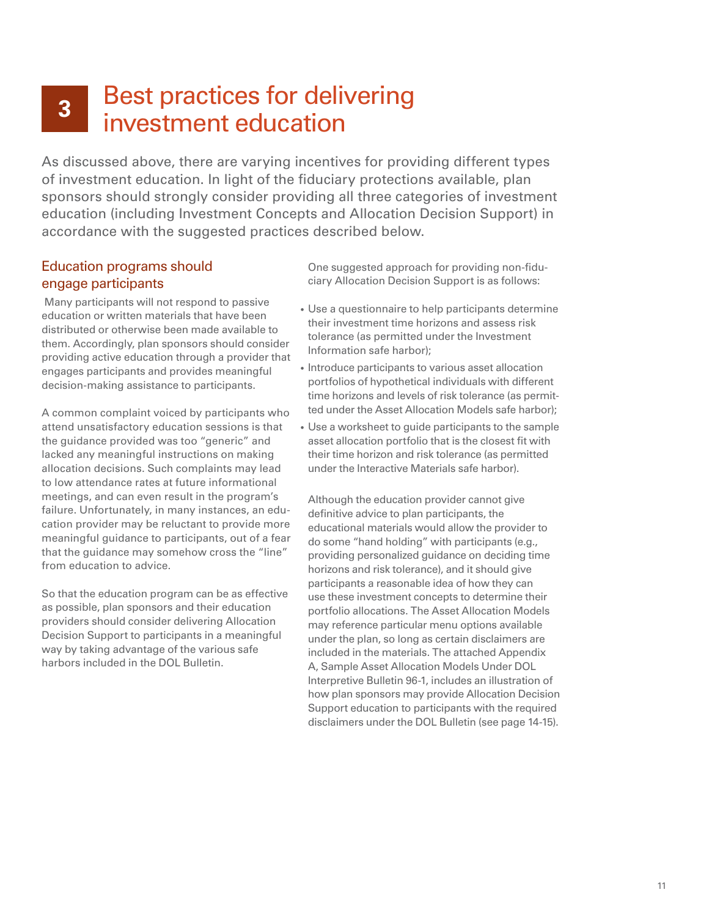# 3 Best practices for delivering investment education

As discussed above, there are varying incentives for providing different types of investment education. In light of the fiduciary protections available, plan sponsors should strongly consider providing all three categories of investment education (including Investment Concepts and Allocation Decision Support) in accordance with the suggested practices described below.

## Education programs should engage participants

Many participants will not respond to passive education or written materials that have been distributed or otherwise been made available to them. Accordingly, plan sponsors should consider providing active education through a provider that engages participants and provides meaningful decision-making assistance to participants.

A common complaint voiced by participants who attend unsatisfactory education sessions is that the guidance provided was too "generic" and lacked any meaningful instructions on making allocation decisions. Such complaints may lead to low attendance rates at future informational meetings, and can even result in the program's failure. Unfortunately, in many instances, an education provider may be reluctant to provide more meaningful guidance to participants, out of a fear that the guidance may somehow cross the "line" from education to advice.

So that the education program can be as effective as possible, plan sponsors and their education providers should consider delivering Allocation Decision Support to participants in a meaningful way by taking advantage of the various safe harbors included in the DOL Bulletin.

One suggested approach for providing non-fiduciary Allocation Decision Support is as follows:

- Use a questionnaire to help participants determine their investment time horizons and assess risk tolerance (as permitted under the Investment Information safe harbor);
- Introduce participants to various asset allocation portfolios of hypothetical individuals with different time horizons and levels of risk tolerance (as permitted under the Asset Allocation Models safe harbor);
- Use a worksheet to guide participants to the sample asset allocation portfolio that is the closest fit with their time horizon and risk tolerance (as permitted under the Interactive Materials safe harbor).

Although the education provider cannot give definitive advice to plan participants, the educational materials would allow the provider to do some "hand holding" with participants (e.g., providing personalized guidance on deciding time horizons and risk tolerance), and it should give participants a reasonable idea of how they can use these investment concepts to determine their portfolio allocations. The Asset Allocation Models may reference particular menu options available under the plan, so long as certain disclaimers are included in the materials. The attached Appendix A, Sample Asset Allocation Models Under DOL Interpretive Bulletin 96-1, includes an illustration of how plan sponsors may provide Allocation Decision Support education to participants with the required disclaimers under the DOL Bulletin (see page 14-15).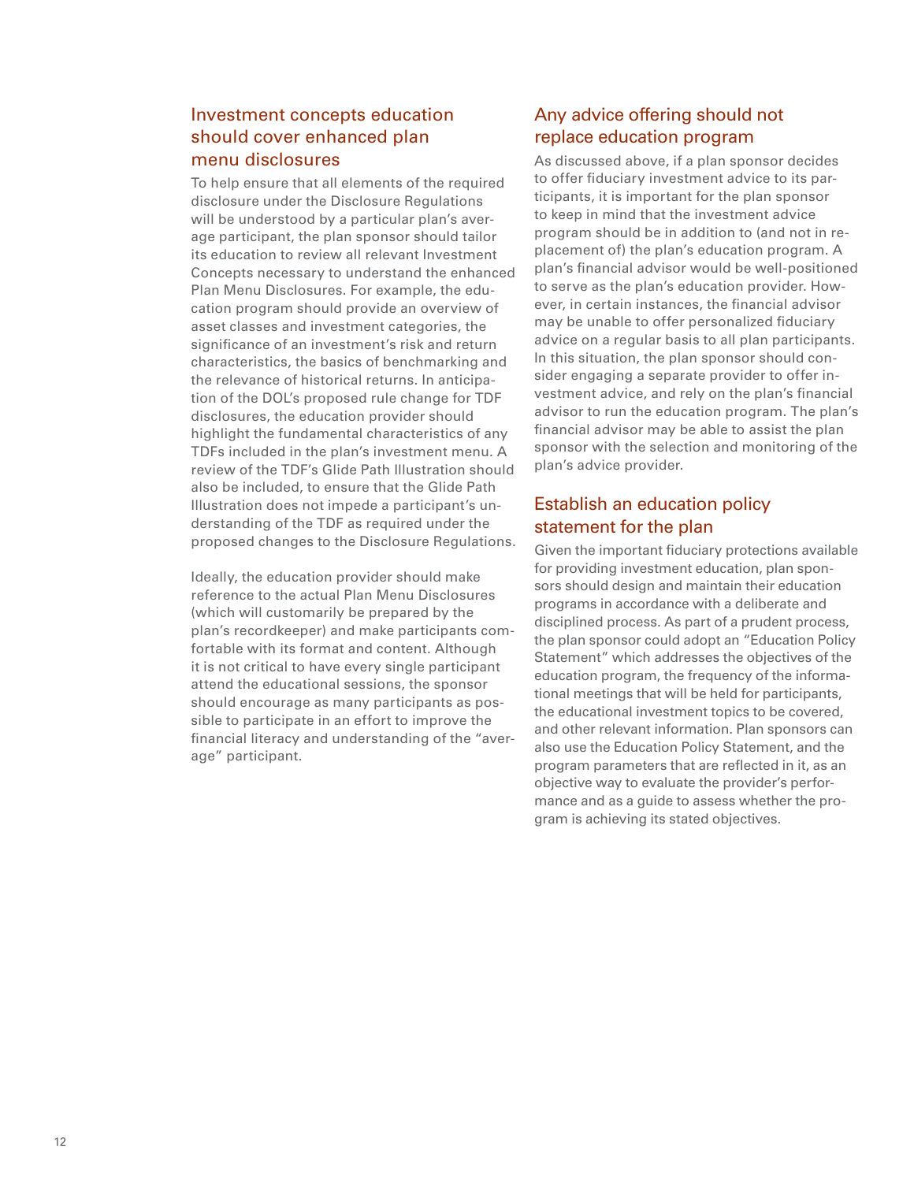## Investment concepts education should cover enhanced plan menu disclosures

To help ensure that all elements of the required disclosure under the Disclosure Regulations will be understood by a particular plan's average participant, the plan sponsor should tailor its education to review all relevant Investment Concepts necessary to understand the enhanced Plan Menu Disclosures. For example, the education program should provide an overview of asset classes and investment categories, the significance of an investment's risk and return characteristics, the basics of benchmarking and the relevance of historical returns. In anticipation of the DOL's proposed rule change for TDF disclosures, the education provider should highlight the fundamental characteristics of any TDFs included in the plan's investment menu. A review of the TDF's Glide Path Illustration should also be included, to ensure that the Glide Path Illustration does not impede a participant's understanding of the TDF as required under the proposed changes to the Disclosure Regulations.

Ideally, the education provider should make reference to the actual Plan Menu Disclosures (which will customarily be prepared by the plan's recordkeeper) and make participants comfortable with its format and content. Although it is not critical to have every single participant attend the educational sessions, the sponsor should encourage as many participants as possible to participate in an effort to improve the financial literacy and understanding of the "average" participant.

## Any advice offering should not replace education program

As discussed above, if a plan sponsor decides to offer fiduciary investment advice to its participants, it is important for the plan sponsor to keep in mind that the investment advice program should be in addition to (and not in replacement of) the plan's education program. A plan's financial advisor would be well-positioned to serve as the plan's education provider. However, in certain instances, the financial advisor may be unable to offer personalized fiduciary advice on a regular basis to all plan participants. In this situation, the plan sponsor should consider engaging a separate provider to offer investment advice, and rely on the plan's financial advisor to run the education program. The plan's financial advisor may be able to assist the plan sponsor with the selection and monitoring of the plan's advice provider.

## Establish an education policy statement for the plan

Given the important fiduciary protections available for providing investment education, plan sponsors should design and maintain their education programs in accordance with a deliberate and disciplined process. As part of a prudent process, the plan sponsor could adopt an "Education Policy Statement" which addresses the objectives of the education program, the frequency of the informational meetings that will be held for participants, the educational investment topics to be covered, and other relevant information. Plan sponsors can also use the Education Policy Statement, and the program parameters that are reflected in it, as an objective way to evaluate the provider's performance and as a guide to assess whether the program is achieving its stated objectives.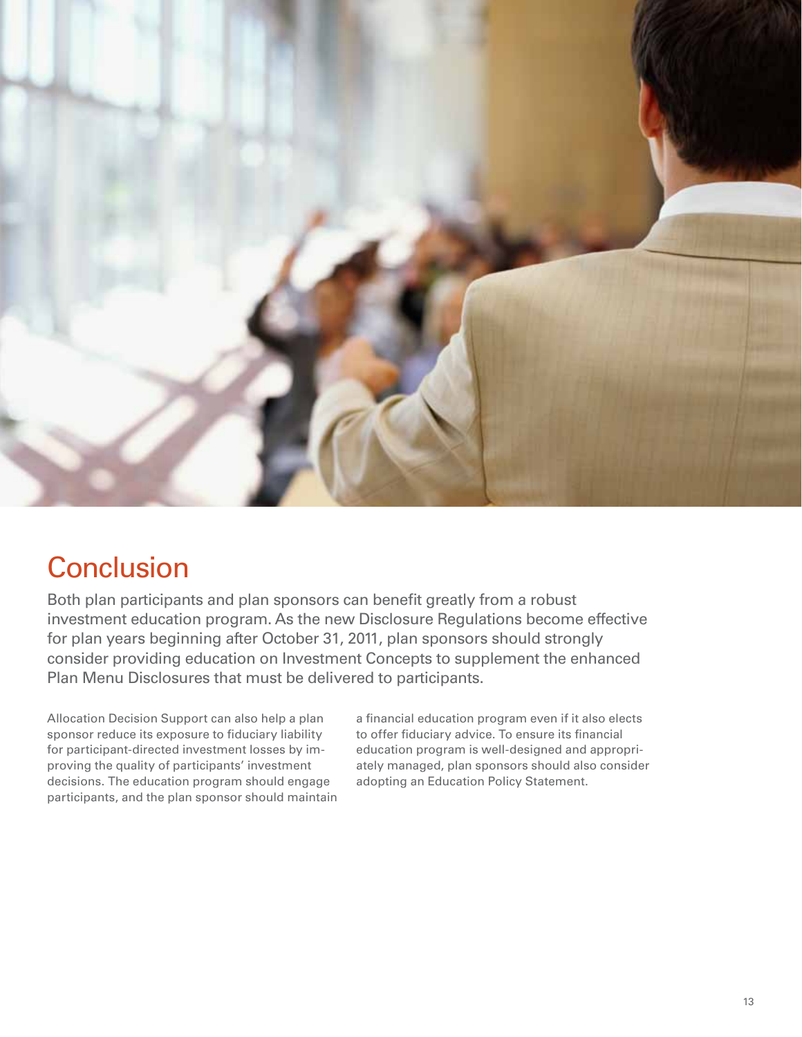# Conclusion

Both plan participants and plan sponsors can benefit greatly from a robust investment education program. As the new Disclosure Regulations become effective for plan years beginning after October 31, 2011, plan sponsors should strongly consider providing education on Investment Concepts to supplement the enhanced Plan Menu Disclosures that must be delivered to participants.

Allocation Decision Support can also help a plan sponsor reduce its exposure to fiduciary liability for participant-directed investment losses by improving the quality of participants' investment decisions. The education program should engage participants, and the plan sponsor should maintain a financial education program even if it also elects to offer fiduciary advice. To ensure its financial education program is well-designed and appropriately managed, plan sponsors should also consider adopting an Education Policy Statement.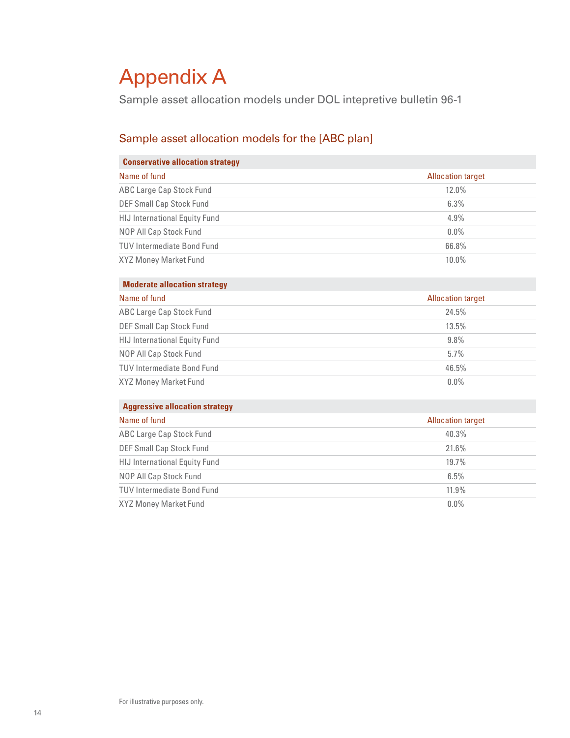# Appendix A

Sample asset allocation models under DOL intepretive bulletin 96-1

## Sample asset allocation models for the [ABC plan]

**Conservative allocation strategy**

| Name of fund | Allocation target |
|---|---|
| ABC Large Cap Stock Fund | 12.0% |
| DEF Small Cap Stock Fund | 6.3% |
| HIJ International Equity Fund | 4.9% |
| NOP All Cap Stock Fund | 0.0% |
| TUV Intermediate Bond Fund | 66.8% |
| XYZ Money Market Fund | 10.0% |

**Moderate allocation strategy**

| Name of fund | Allocation target |
|---|---|
| ABC Large Cap Stock Fund | 24.5% |
| DEF Small Cap Stock Fund | 13.5% |
| HIJ International Equity Fund | 9.8% |
| NOP All Cap Stock Fund | 5.7% |
| TUV Intermediate Bond Fund | 46.5% |
| XYZ Money Market Fund | 0.0% |

**Aggressive allocation strategy**

| Name of fund | Allocation target |
|---|---|
| ABC Large Cap Stock Fund | 40.3% |
| DEF Small Cap Stock Fund | 21.6% |
| HIJ International Equity Fund | 19.7% |
| NOP All Cap Stock Fund | 6.5% |
| TUV Intermediate Bond Fund | 11.9% |
| XYZ Money Market Fund | 0.0% |

For illustrative purposes only.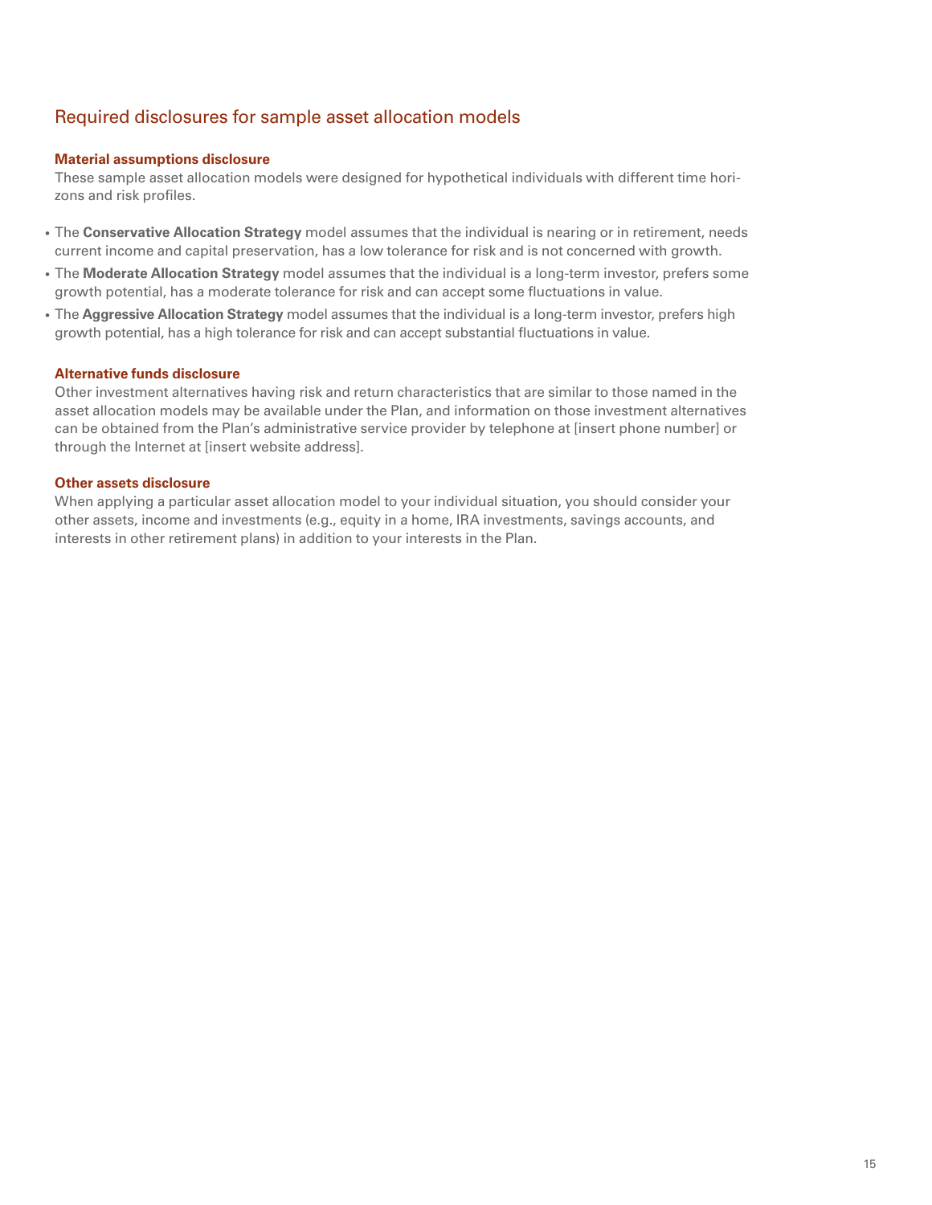## Required disclosures for sample asset allocation models

### Material assumptions disclosure

These sample asset allocation models were designed for hypothetical individuals with different time horizons and risk profiles.

- The **Conservative Allocation Strategy** model assumes that the individual is nearing or in retirement, needs current income and capital preservation, has a low tolerance for risk and is not concerned with growth.
- The **Moderate Allocation Strategy** model assumes that the individual is a long-term investor, prefers some growth potential, has a moderate tolerance for risk and can accept some fluctuations in value.
- The **Aggressive Allocation Strategy** model assumes that the individual is a long-term investor, prefers high growth potential, has a high tolerance for risk and can accept substantial fluctuations in value.

### Alternative funds disclosure

Other investment alternatives having risk and return characteristics that are similar to those named in the asset allocation models may be available under the Plan, and information on those investment alternatives can be obtained from the Plan's administrative service provider by telephone at [insert phone number] or through the Internet at [insert website address].

### Other assets disclosure

When applying a particular asset allocation model to your individual situation, you should consider your other assets, income and investments (e.g., equity in a home, IRA investments, savings accounts, and interests in other retirement plans) in addition to your interests in the Plan.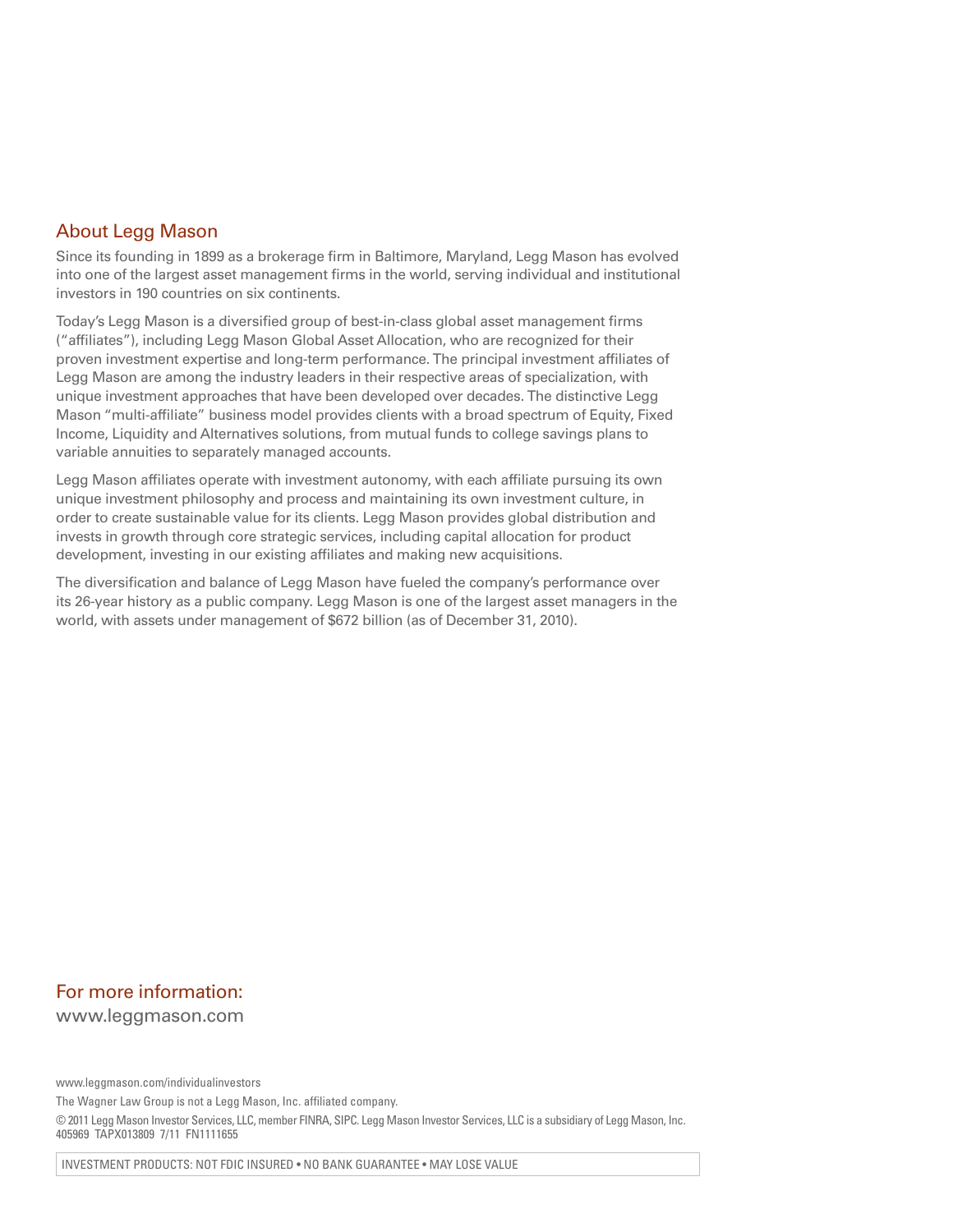## About Legg Mason

Since its founding in 1899 as a brokerage firm in Baltimore, Maryland, Legg Mason has evolved into one of the largest asset management firms in the world, serving individual and institutional investors in 190 countries on six continents.

Today's Legg Mason is a diversified group of best-in-class global asset management firms ("affiliates"), including Legg Mason Global Asset Allocation, who are recognized for their proven investment expertise and long-term performance. The principal investment affiliates of Legg Mason are among the industry leaders in their respective areas of specialization, with unique investment approaches that have been developed over decades. The distinctive Legg Mason "multi-affiliate" business model provides clients with a broad spectrum of Equity, Fixed Income, Liquidity and Alternatives solutions, from mutual funds to college savings plans to variable annuities to separately managed accounts.

Legg Mason affiliates operate with investment autonomy, with each affiliate pursuing its own unique investment philosophy and process and maintaining its own investment culture, in order to create sustainable value for its clients. Legg Mason provides global distribution and invests in growth through core strategic services, including capital allocation for product development, investing in our existing affiliates and making new acquisitions.

The diversification and balance of Legg Mason have fueled the company's performance over its 26-year history as a public company. Legg Mason is one of the largest asset managers in the world, with assets under management of $672 billion (as of December 31, 2010).

## For more information:

www.leggmason.com

www.leggmason.com/individualinvestors

The Wagner Law Group is not a Legg Mason, Inc. affiliated company.

© 2011 Legg Mason Investor Services, LLC, member FINRA, SIPC. Legg Mason Investor Services, LLC is a subsidiary of Legg Mason, Inc.
405969 TAPX013809 7/11 FN1111655

INVESTMENT PRODUCTS: NOT FDIC INSURED • NO BANK GUARANTEE • MAY LOSE VALUE